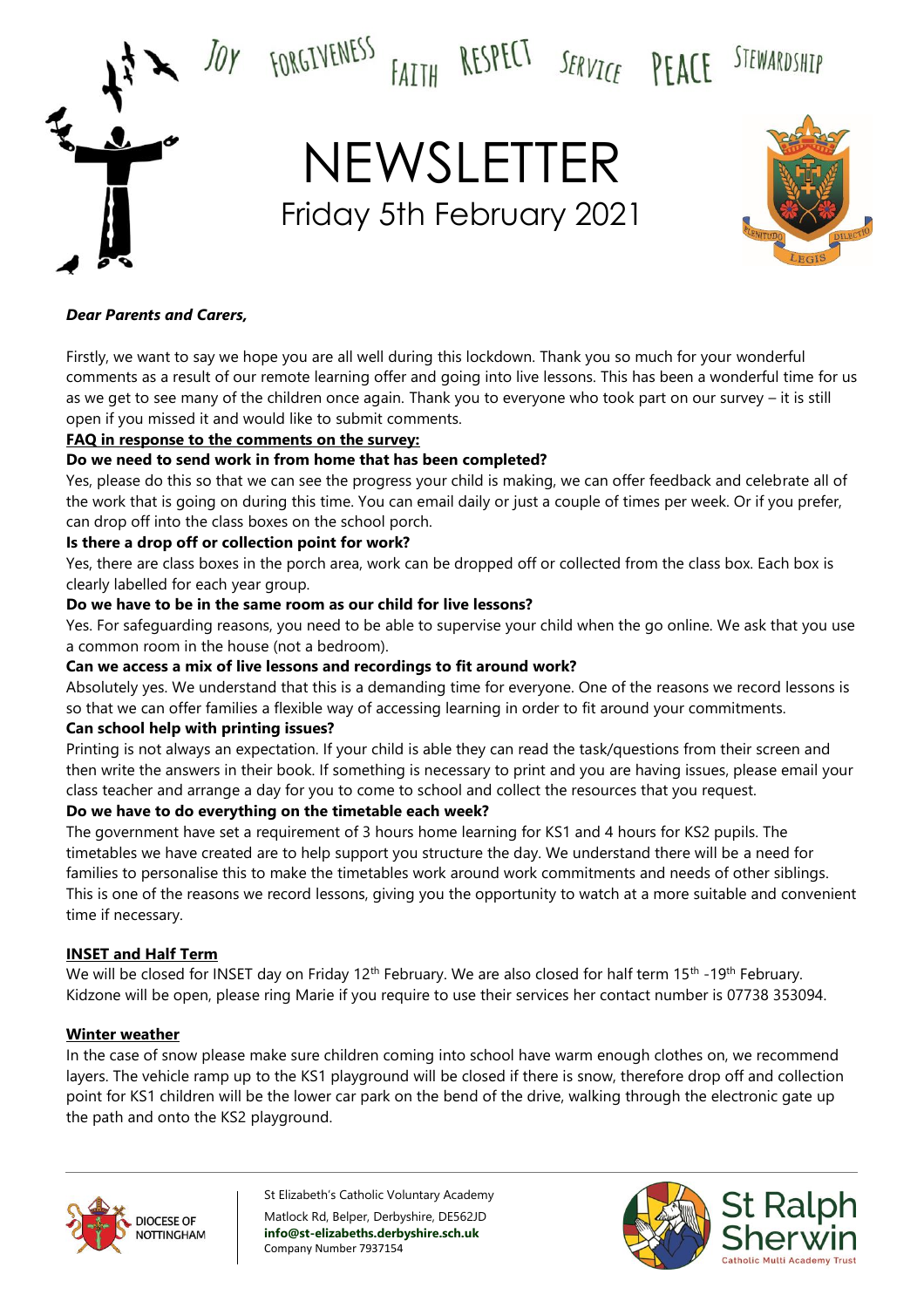JOY FORGIVENESS FAITH RESPECT SERVICE PEACE STEWARDSHIP

# NEWSLETTER

## Friday 5th February 2021

***Dear Parents and Carers,***

Firstly, we want to say we hope you are all well during this lockdown. Thank you so much for your wonderful comments as a result of our remote learning offer and going into live lessons. This has been a wonderful time for us as we get to see many of the children once again. Thank you to everyone who took part on our survey – it is still open if you missed it and would like to submit comments.

**FAQ in response to the comments on the survey:**

**Do we need to send work in from home that has been completed?**

Yes, please do this so that we can see the progress your child is making, we can offer feedback and celebrate all of the work that is going on during this time. You can email daily or just a couple of times per week. Or if you prefer, can drop off into the class boxes on the school porch.

**Is there a drop off or collection point for work?**

Yes, there are class boxes in the porch area, work can be dropped off or collected from the class box. Each box is clearly labelled for each year group.

**Do we have to be in the same room as our child for live lessons?**

Yes. For safeguarding reasons, you need to be able to supervise your child when the go online. We ask that you use a common room in the house (not a bedroom).

**Can we access a mix of live lessons and recordings to fit around work?**

Absolutely yes. We understand that this is a demanding time for everyone. One of the reasons we record lessons is so that we can offer families a flexible way of accessing learning in order to fit around your commitments.

**Can school help with printing issues?**

Printing is not always an expectation. If your child is able they can read the task/questions from their screen and then write the answers in their book. If something is necessary to print and you are having issues, please email your class teacher and arrange a day for you to come to school and collect the resources that you request.

**Do we have to do everything on the timetable each week?**

The government have set a requirement of 3 hours home learning for KS1 and 4 hours for KS2 pupils. The timetables we have created are to help support you structure the day. We understand there will be a need for families to personalise this to make the timetables work around work commitments and needs of other siblings. This is one of the reasons we record lessons, giving you the opportunity to watch at a more suitable and convenient time if necessary.

**INSET and Half Term**

We will be closed for INSET day on Friday 12th February. We are also closed for half term 15th -19th February. Kidzone will be open, please ring Marie if you require to use their services her contact number is 07738 353094.

**Winter weather**

In the case of snow please make sure children coming into school have warm enough clothes on, we recommend layers. The vehicle ramp up to the KS1 playground will be closed if there is snow, therefore drop off and collection point for KS1 children will be the lower car park on the bend of the drive, walking through the electronic gate up the path and onto the KS2 playground.

DIOCESE OF NOTTINGHAM

St Elizabeth's Catholic Voluntary Academy
Matlock Rd, Belper, Derbyshire, DE562JD
**info@st-elizabeths.derbyshire.sch.uk**
Company Number 7937154

St Ralph Sherwin Catholic Multi Academy Trust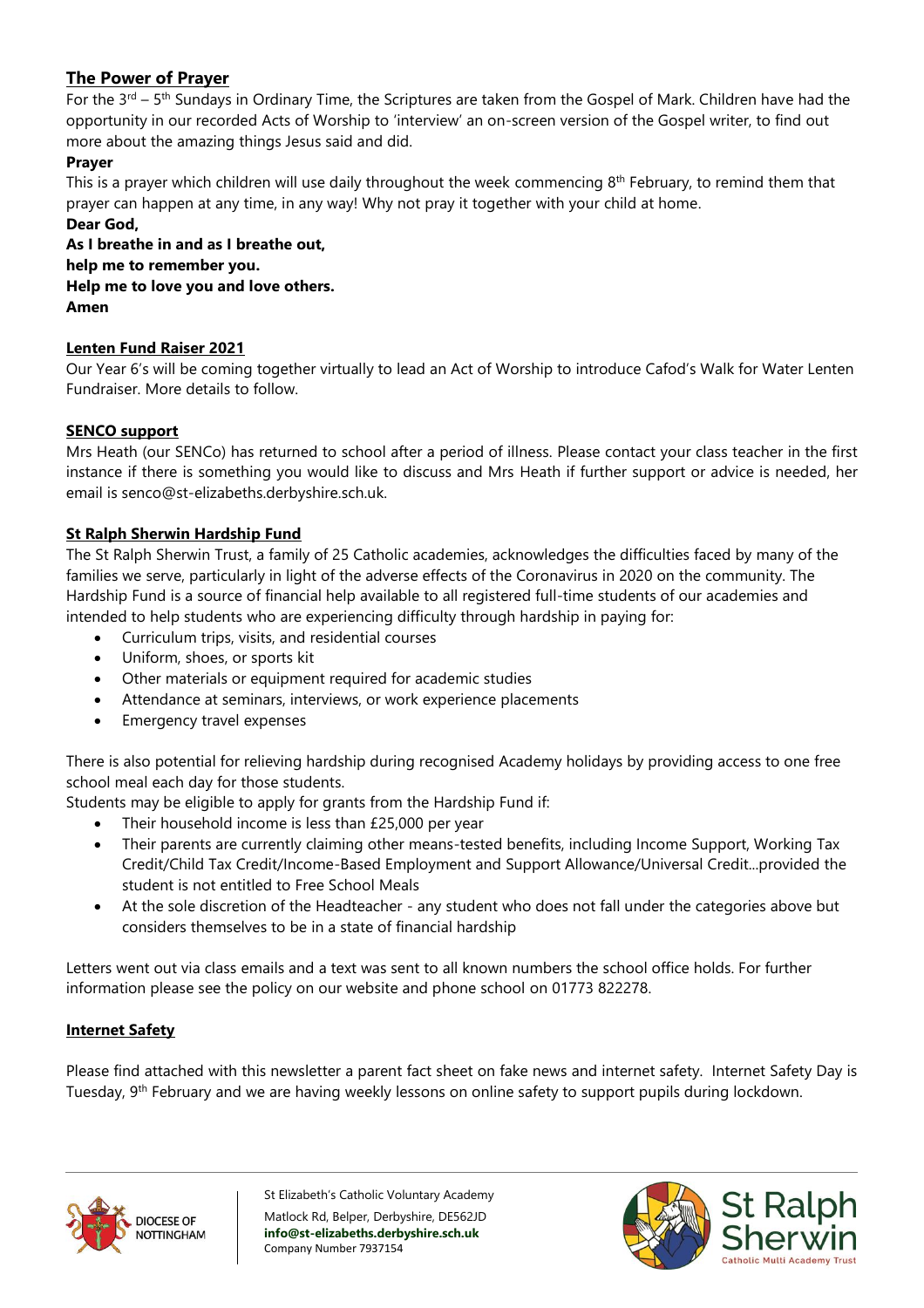## The Power of Prayer

For the 3rd – 5th Sundays in Ordinary Time, the Scriptures are taken from the Gospel of Mark. Children have had the opportunity in our recorded Acts of Worship to 'interview' an on-screen version of the Gospel writer, to find out more about the amazing things Jesus said and did.

**Prayer**

This is a prayer which children will use daily throughout the week commencing 8th February, to remind them that prayer can happen at any time, in any way! Why not pray it together with your child at home.

**Dear God,**
**As I breathe in and as I breathe out,**
**help me to remember you.**
**Help me to love you and love others.**
**Amen**

## Lenten Fund Raiser 2021

Our Year 6's will be coming together virtually to lead an Act of Worship to introduce Cafod's Walk for Water Lenten Fundraiser. More details to follow.

## SENCO support

Mrs Heath (our SENCo) has returned to school after a period of illness. Please contact your class teacher in the first instance if there is something you would like to discuss and Mrs Heath if further support or advice is needed, her email is senco@st-elizabeths.derbyshire.sch.uk.

## St Ralph Sherwin Hardship Fund

The St Ralph Sherwin Trust, a family of 25 Catholic academies, acknowledges the difficulties faced by many of the families we serve, particularly in light of the adverse effects of the Coronavirus in 2020 on the community. The Hardship Fund is a source of financial help available to all registered full-time students of our academies and intended to help students who are experiencing difficulty through hardship in paying for:

- Curriculum trips, visits, and residential courses
- Uniform, shoes, or sports kit
- Other materials or equipment required for academic studies
- Attendance at seminars, interviews, or work experience placements
- Emergency travel expenses

There is also potential for relieving hardship during recognised Academy holidays by providing access to one free school meal each day for those students.

Students may be eligible to apply for grants from the Hardship Fund if:

- Their household income is less than £25,000 per year
- Their parents are currently claiming other means-tested benefits, including Income Support, Working Tax Credit/Child Tax Credit/Income-Based Employment and Support Allowance/Universal Credit...provided the student is not entitled to Free School Meals
- At the sole discretion of the Headteacher - any student who does not fall under the categories above but considers themselves to be in a state of financial hardship

Letters went out via class emails and a text was sent to all known numbers the school office holds. For further information please see the policy on our website and phone school on 01773 822278.

## Internet Safety

Please find attached with this newsletter a parent fact sheet on fake news and internet safety. Internet Safety Day is Tuesday, 9th February and we are having weekly lessons on online safety to support pupils during lockdown.

St Elizabeth's Catholic Voluntary Academy
Matlock Rd, Belper, Derbyshire, DE562JD
**info@st-elizabeths.derbyshire.sch.uk**
Company Number 7937154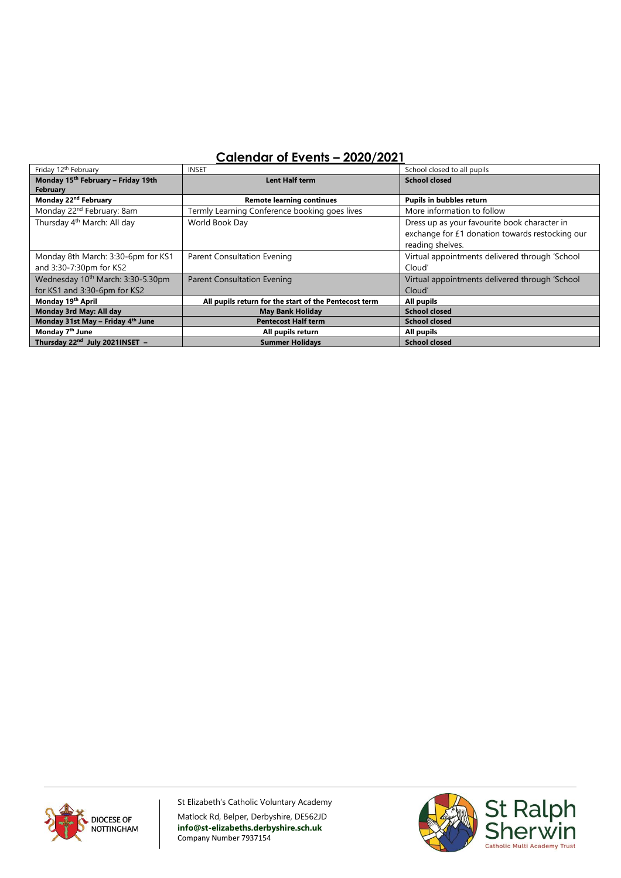## Calendar of Events – 2020/2021

| | | |
|---|---|---|
| Friday 12th February | INSET | School closed to all pupils |
| **Monday 15th February – Friday 19th February** | **Lent Half term** | **School closed** |
| **Monday 22nd February** | **Remote learning continues** | **Pupils in bubbles return** |
| Monday 22nd February: 8am | Termly Learning Conference booking goes lives | More information to follow |
| Thursday 4th March: All day | World Book Day | Dress up as your favourite book character in exchange for £1 donation towards restocking our reading shelves. |
| Monday 8th March: 3:30-6pm for KS1 and 3:30-7:30pm for KS2 | Parent Consultation Evening | Virtual appointments delivered through 'School Cloud' |
| Wednesday 10th March: 3:30-5.30pm for KS1 and 3:30-6pm for KS2 | Parent Consultation Evening | Virtual appointments delivered through 'School Cloud' |
| **Monday 19th April** | **All pupils return for the start of the Pentecost term** | **All pupils** |
| **Monday 3rd May: All day** | **May Bank Holiday** | **School closed** |
| **Monday 31st May – Friday 4th June** | **Pentecost Half term** | **School closed** |
| **Monday 7th June** | **All pupils return** | **All pupils** |
| **Thursday 22nd July 2021INSET –** | **Summer Holidays** | **School closed** |

DIOCESE OF NOTTINGHAM

St Elizabeth's Catholic Voluntary Academy
Matlock Rd, Belper, Derbyshire, DE562JD
**info@st-elizabeths.derbyshire.sch.uk**
Company Number 7937154

St Ralph Sherwin
Catholic Multi Academy Trust